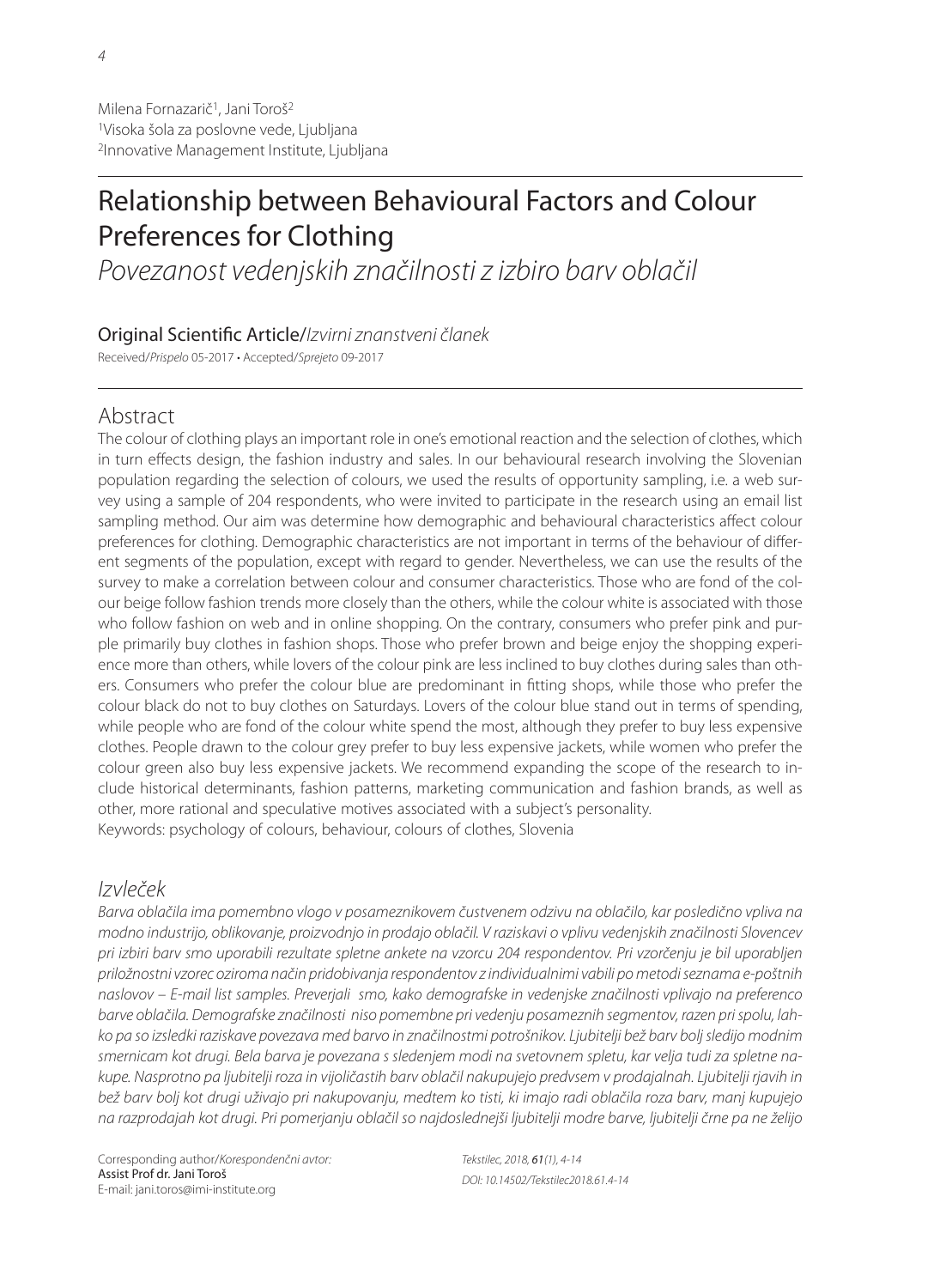Milena Fornazarič[1], Jani Toroš[2]
[1]Visoka šola za poslovne vede, Ljubljana
[2]Innovative Management Institute, Ljubljana

# Relationship between Behavioural Factors and Colour Preferences for Clothing

*Povezanost vedenjskih značilnosti z izbiro barv oblačil*

Original Scientific Article/*Izvirni znanstveni članek*

Received/*Prispelo* 05-2017 • Accepted/*Sprejeto* 09-2017

## Abstract

The colour of clothing plays an important role in one's emotional reaction and the selection of clothes, which in turn effects design, the fashion industry and sales. In our behavioural research involving the Slovenian population regarding the selection of colours, we used the results of opportunity sampling, i.e. a web survey using a sample of 204 respondents, who were invited to participate in the research using an email list sampling method. Our aim was determine how demographic and behavioural characteristics affect colour preferences for clothing. Demographic characteristics are not important in terms of the behaviour of different segments of the population, except with regard to gender. Nevertheless, we can use the results of the survey to make a correlation between colour and consumer characteristics. Those who are fond of the colour beige follow fashion trends more closely than the others, while the colour white is associated with those who follow fashion on web and in online shopping. On the contrary, consumers who prefer pink and purple primarily buy clothes in fashion shops. Those who prefer brown and beige enjoy the shopping experience more than others, while lovers of the colour pink are less inclined to buy clothes during sales than others. Consumers who prefer the colour blue are predominant in fitting shops, while those who prefer the colour black do not to buy clothes on Saturdays. Lovers of the colour blue stand out in terms of spending, while people who are fond of the colour white spend the most, although they prefer to buy less expensive clothes. People drawn to the colour grey prefer to buy less expensive jackets, while women who prefer the colour green also buy less expensive jackets. We recommend expanding the scope of the research to include historical determinants, fashion patterns, marketing communication and fashion brands, as well as other, more rational and speculative motives associated with a subject's personality.

Keywords: psychology of colours, behaviour, colours of clothes, Slovenia

## *Izvleček*

*Barva oblačila ima pomembno vlogo v posameznikovem čustvenem odzivu na oblačilo, kar posledično vpliva na modno industrijo, oblikovanje, proizvodnjo in prodajo oblačil. V raziskavi o vplivu vedenjskih značilnosti Slovencev pri izbiri barv smo uporabili rezultate spletne ankete na vzorcu 204 respondentov. Pri vzorčenju je bil uporabljen priložnostni vzorec oziroma način pridobivanja respondentov z individualnimi vabili po metodi seznama e-poštnih naslovov – E-mail list samples. Preverjali smo, kako demografske in vedenjske značilnosti vplivajo na preferenco barve oblačila. Demografske značilnosti niso pomembne pri vedenju posameznih segmentov, razen pri spolu, lahko pa so izsledki raziskave povezava med barvo in značilnostmi potrošnikov. Ljubitelji bež barv bolj sledijo modnim smernicam kot drugi. Bela barva je povezana s sledenjem modi na svetovnem spletu, kar velja tudi za spletne nakupe. Nasprotno pa ljubitelji roza in vijoličastih barv oblačil nakupujejo predvsem v prodajalnah. Ljubitelji rjavih in bež barv bolj kot drugi uživajo pri nakupovanju, medtem ko tisti, ki imajo radi oblačila roza barv, manj kupujejo na razprodajah kot drugi. Pri pomerjanju oblačil so najdoslednejši ljubitelji modre barve, ljubitelji črne pa ne želijo*

Corresponding author/*Korespondenčni avtor:*
Assist Prof dr. Jani Toroš
E-mail: jani.toros@imi-institute.org

*DOI: 10.14502/Tekstilec2018.61.4-14*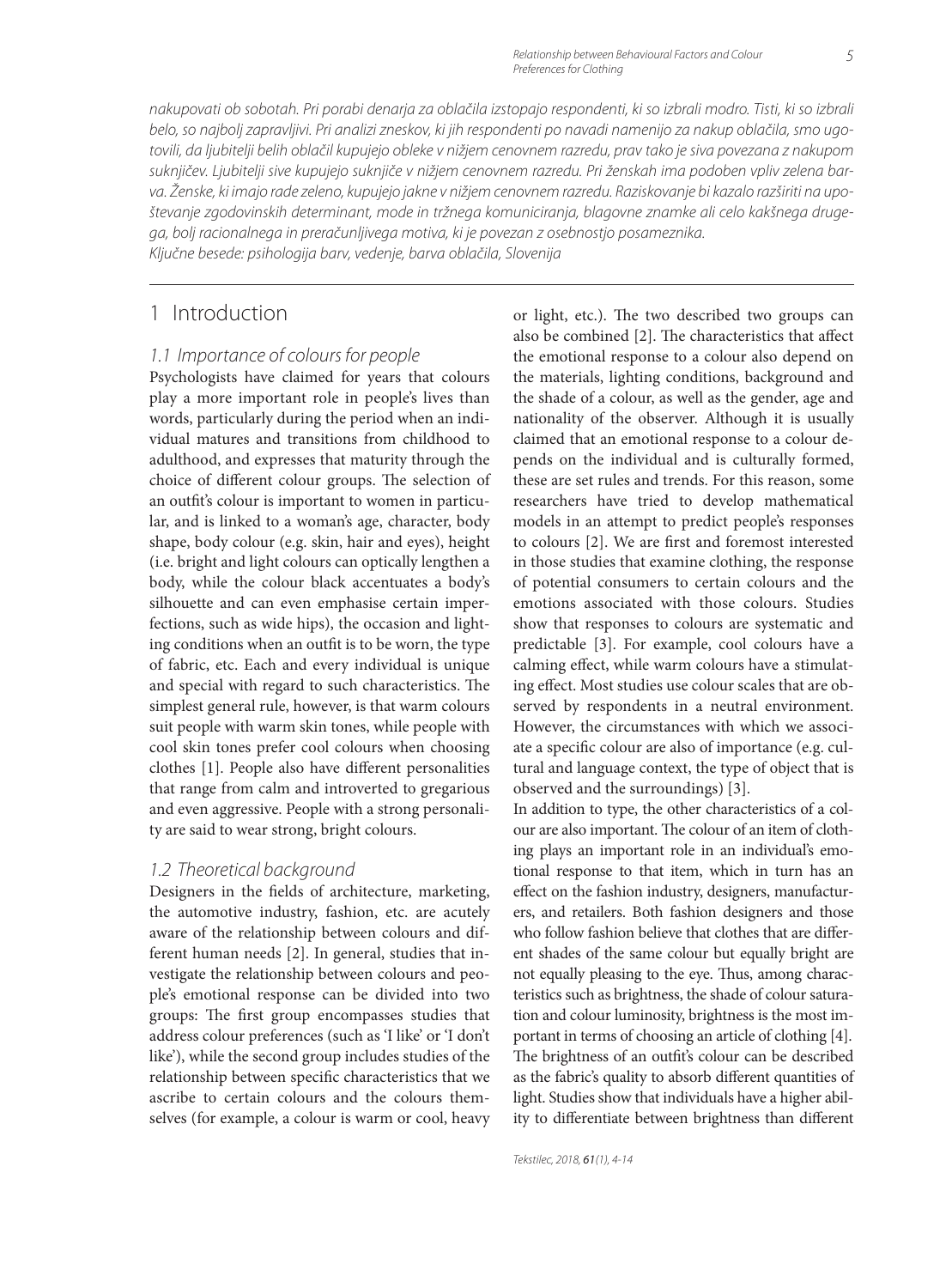*nakupovati ob sobotah. Pri porabi denarja za oblačila izstopajo respondenti, ki so izbrali modro. Tisti, ki so izbrali belo, so najbolj zapravljivi. Pri analizi zneskov, ki jih respondenti po navadi namenijo za nakup oblačila, smo ugotovili, da ljubitelji belih oblačil kupujejo obleke v nižjem cenovnem razredu, prav tako je siva povezana z nakupom suknjičev. Ljubitelji sive kupujejo suknjiče v nižjem cenovnem razredu. Pri ženskah ima podoben vpliv zelena barva. Ženske, ki imajo rade zeleno, kupujejo jakne v nižjem cenovnem razredu. Raziskovanje bi kazalo razširiti na upoštevanje zgodovinskih determinant, mode in tržnega komuniciranja, blagovne znamke ali celo kakšnega drugega, bolj racionalnega in preračunljivega motiva, ki je povezan z osebnostjo posameznika.*
*Ključne besede: psihologija barv, vedenje, barva oblačila, Slovenija*

## 1 Introduction

### 1.1 Importance of colours for people

Psychologists have claimed for years that colours play a more important role in people's lives than words, particularly during the period when an individual matures and transitions from childhood to adulthood, and expresses that maturity through the choice of different colour groups. The selection of an outfit's colour is important to women in particular, and is linked to a woman's age, character, body shape, body colour (e.g. skin, hair and eyes), height (i.e. bright and light colours can optically lengthen a body, while the colour black accentuates a body's silhouette and can even emphasise certain imperfections, such as wide hips), the occasion and lighting conditions when an outfit is to be worn, the type of fabric, etc. Each and every individual is unique and special with regard to such characteristics. The simplest general rule, however, is that warm colours suit people with warm skin tones, while people with cool skin tones prefer cool colours when choosing clothes [1]. People also have different personalities that range from calm and introverted to gregarious and even aggressive. People with a strong personality are said to wear strong, bright colours.

### 1.2 Theoretical background

Designers in the fields of architecture, marketing, the automotive industry, fashion, etc. are acutely aware of the relationship between colours and different human needs [2]. In general, studies that investigate the relationship between colours and people's emotional response can be divided into two groups: The first group encompasses studies that address colour preferences (such as 'I like' or 'I don't like'), while the second group includes studies of the relationship between specific characteristics that we ascribe to certain colours and the colours themselves (for example, a colour is warm or cool, heavy or light, etc.). The two described two groups can also be combined [2]. The characteristics that affect the emotional response to a colour also depend on the materials, lighting conditions, background and the shade of a colour, as well as the gender, age and nationality of the observer. Although it is usually claimed that an emotional response to a colour depends on the individual and is culturally formed, these are set rules and trends. For this reason, some researchers have tried to develop mathematical models in an attempt to predict people's responses to colours [2]. We are first and foremost interested in those studies that examine clothing, the response of potential consumers to certain colours and the emotions associated with those colours. Studies show that responses to colours are systematic and predictable [3]. For example, cool colours have a calming effect, while warm colours have a stimulating effect. Most studies use colour scales that are observed by respondents in a neutral environment. However, the circumstances with which we associate a specific colour are also of importance (e.g. cultural and language context, the type of object that is observed and the surroundings) [3].

In addition to type, the other characteristics of a colour are also important. The colour of an item of clothing plays an important role in an individual's emotional response to that item, which in turn has an effect on the fashion industry, designers, manufacturers, and retailers. Both fashion designers and those who follow fashion believe that clothes that are different shades of the same colour but equally bright are not equally pleasing to the eye. Thus, among characteristics such as brightness, the shade of colour saturation and colour luminosity, brightness is the most important in terms of choosing an article of clothing [4]. The brightness of an outfit's colour can be described as the fabric's quality to absorb different quantities of light. Studies show that individuals have a higher ability to differentiate between brightness than different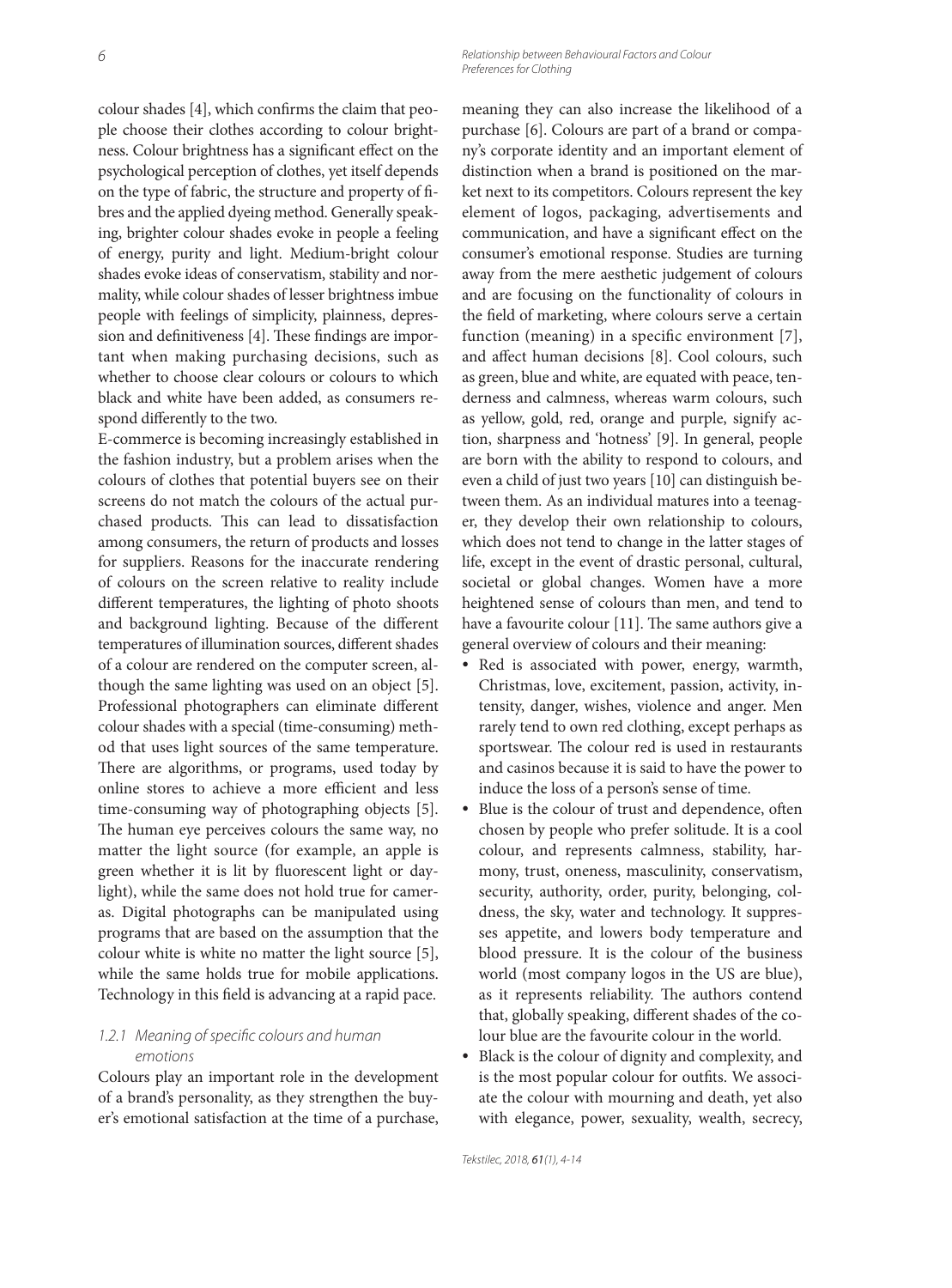colour shades [4], which confirms the claim that people choose their clothes according to colour brightness. Colour brightness has a significant effect on the psychological perception of clothes, yet itself depends on the type of fabric, the structure and property of fibres and the applied dyeing method. Generally speaking, brighter colour shades evoke in people a feeling of energy, purity and light. Medium-bright colour shades evoke ideas of conservatism, stability and normality, while colour shades of lesser brightness imbue people with feelings of simplicity, plainness, depression and definitiveness [4]. These findings are important when making purchasing decisions, such as whether to choose clear colours or colours to which black and white have been added, as consumers respond differently to the two.

E-commerce is becoming increasingly established in the fashion industry, but a problem arises when the colours of clothes that potential buyers see on their screens do not match the colours of the actual purchased products. This can lead to dissatisfaction among consumers, the return of products and losses for suppliers. Reasons for the inaccurate rendering of colours on the screen relative to reality include different temperatures, the lighting of photo shoots and background lighting. Because of the different temperatures of illumination sources, different shades of a colour are rendered on the computer screen, although the same lighting was used on an object [5]. Professional photographers can eliminate different colour shades with a special (time-consuming) method that uses light sources of the same temperature. There are algorithms, or programs, used today by online stores to achieve a more efficient and less time-consuming way of photographing objects [5]. The human eye perceives colours the same way, no matter the light source (for example, an apple is green whether it is lit by fluorescent light or daylight), while the same does not hold true for cameras. Digital photographs can be manipulated using programs that are based on the assumption that the colour white is white no matter the light source [5], while the same holds true for mobile applications. Technology in this field is advancing at a rapid pace.

### 1.2.1 Meaning of specific colours and human emotions

Colours play an important role in the development of a brand's personality, as they strengthen the buyer's emotional satisfaction at the time of a purchase, meaning they can also increase the likelihood of a purchase [6]. Colours are part of a brand or company's corporate identity and an important element of distinction when a brand is positioned on the market next to its competitors. Colours represent the key element of logos, packaging, advertisements and communication, and have a significant effect on the consumer's emotional response. Studies are turning away from the mere aesthetic judgement of colours and are focusing on the functionality of colours in the field of marketing, where colours serve a certain function (meaning) in a specific environment [7], and affect human decisions [8]. Cool colours, such as green, blue and white, are equated with peace, tenderness and calmness, whereas warm colours, such as yellow, gold, red, orange and purple, signify action, sharpness and 'hotness' [9]. In general, people are born with the ability to respond to colours, and even a child of just two years [10] can distinguish between them. As an individual matures into a teenager, they develop their own relationship to colours, which does not tend to change in the latter stages of life, except in the event of drastic personal, cultural, societal or global changes. Women have a more heightened sense of colours than men, and tend to have a favourite colour [11]. The same authors give a general overview of colours and their meaning:

- Red is associated with power, energy, warmth, Christmas, love, excitement, passion, activity, intensity, danger, wishes, violence and anger. Men rarely tend to own red clothing, except perhaps as sportswear. The colour red is used in restaurants and casinos because it is said to have the power to induce the loss of a person's sense of time.
- Blue is the colour of trust and dependence, often chosen by people who prefer solitude. It is a cool colour, and represents calmness, stability, harmony, trust, oneness, masculinity, conservatism, security, authority, order, purity, belonging, coldness, the sky, water and technology. It suppresses appetite, and lowers body temperature and blood pressure. It is the colour of the business world (most company logos in the US are blue), as it represents reliability. The authors contend that, globally speaking, different shades of the colour blue are the favourite colour in the world.
- Black is the colour of dignity and complexity, and is the most popular colour for outfits. We associate the colour with mourning and death, yet also with elegance, power, sexuality, wealth, secrecy,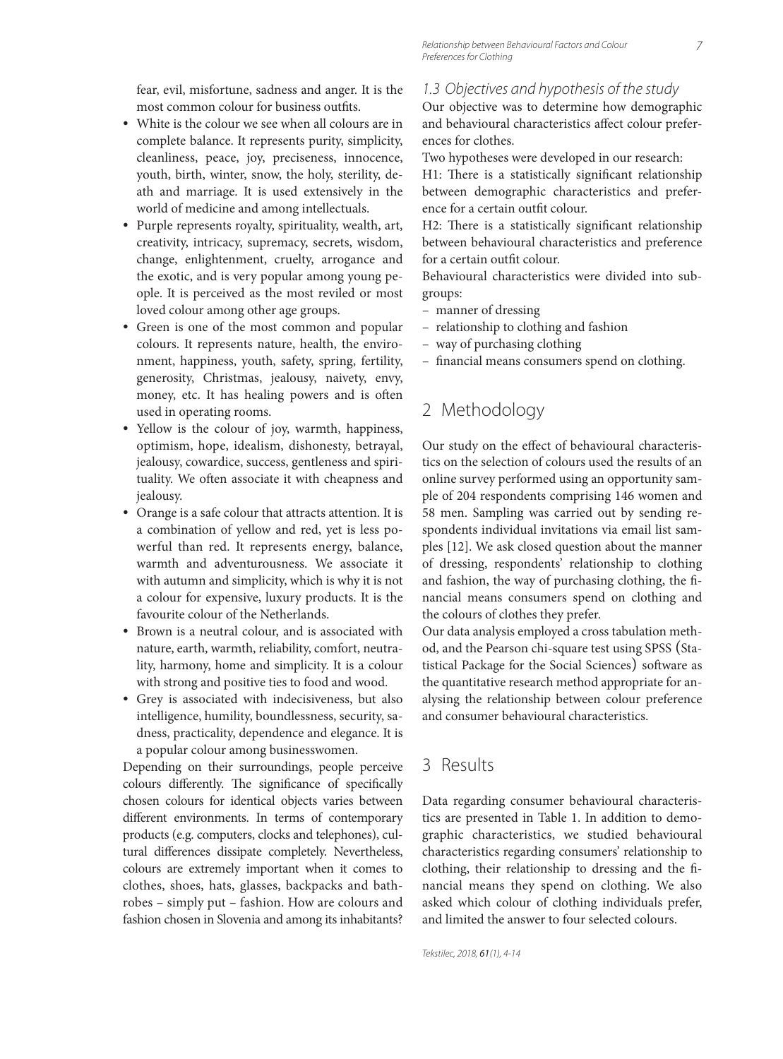fear, evil, misfortune, sadness and anger. It is the most common colour for business outfits.

- White is the colour we see when all colours are in complete balance. It represents purity, simplicity, cleanliness, peace, joy, preciseness, innocence, youth, birth, winter, snow, the holy, sterility, death and marriage. It is used extensively in the world of medicine and among intellectuals.
- Purple represents royalty, spirituality, wealth, art, creativity, intricacy, supremacy, secrets, wisdom, change, enlightenment, cruelty, arrogance and the exotic, and is very popular among young people. It is perceived as the most reviled or most loved colour among other age groups.
- Green is one of the most common and popular colours. It represents nature, health, the environment, happiness, youth, safety, spring, fertility, generosity, Christmas, jealousy, naivety, envy, money, etc. It has healing powers and is often used in operating rooms.
- Yellow is the colour of joy, warmth, happiness, optimism, hope, idealism, dishonesty, betrayal, jealousy, cowardice, success, gentleness and spirituality. We often associate it with cheapness and jealousy.
- Orange is a safe colour that attracts attention. It is a combination of yellow and red, yet is less powerful than red. It represents energy, balance, warmth and adventurousness. We associate it with autumn and simplicity, which is why it is not a colour for expensive, luxury products. It is the favourite colour of the Netherlands.
- Brown is a neutral colour, and is associated with nature, earth, warmth, reliability, comfort, neutrality, harmony, home and simplicity. It is a colour with strong and positive ties to food and wood.
- Grey is associated with indecisiveness, but also intelligence, humility, boundlessness, security, sadness, practicality, dependence and elegance. It is a popular colour among businesswomen.

Depending on their surroundings, people perceive colours differently. The significance of specifically chosen colours for identical objects varies between different environments. In terms of contemporary products (e.g. computers, clocks and telephones), cultural differences dissipate completely. Nevertheless, colours are extremely important when it comes to clothes, shoes, hats, glasses, backpacks and bathrobes – simply put – fashion. How are colours and fashion chosen in Slovenia and among its inhabitants?

### 1.3 Objectives and hypothesis of the study

Our objective was to determine how demographic and behavioural characteristics affect colour preferences for clothes.

Two hypotheses were developed in our research:

H1: There is a statistically significant relationship between demographic characteristics and preference for a certain outfit colour.

H2: There is a statistically significant relationship between behavioural characteristics and preference for a certain outfit colour.

Behavioural characteristics were divided into subgroups:

- manner of dressing
- relationship to clothing and fashion
- way of purchasing clothing
- financial means consumers spend on clothing.

## 2 Methodology

Our study on the effect of behavioural characteristics on the selection of colours used the results of an online survey performed using an opportunity sample of 204 respondents comprising 146 women and 58 men. Sampling was carried out by sending respondents individual invitations via email list samples [12]. We ask closed question about the manner of dressing, respondents' relationship to clothing and fashion, the way of purchasing clothing, the financial means consumers spend on clothing and the colours of clothes they prefer.

Our data analysis employed a cross tabulation method, and the Pearson chi-square test using SPSS (Statistical Package for the Social Sciences) software as the quantitative research method appropriate for analysing the relationship between colour preference and consumer behavioural characteristics.

## 3 Results

Data regarding consumer behavioural characteristics are presented in Table 1. In addition to demographic characteristics, we studied behavioural characteristics regarding consumers' relationship to clothing, their relationship to dressing and the financial means they spend on clothing. We also asked which colour of clothing individuals prefer, and limited the answer to four selected colours.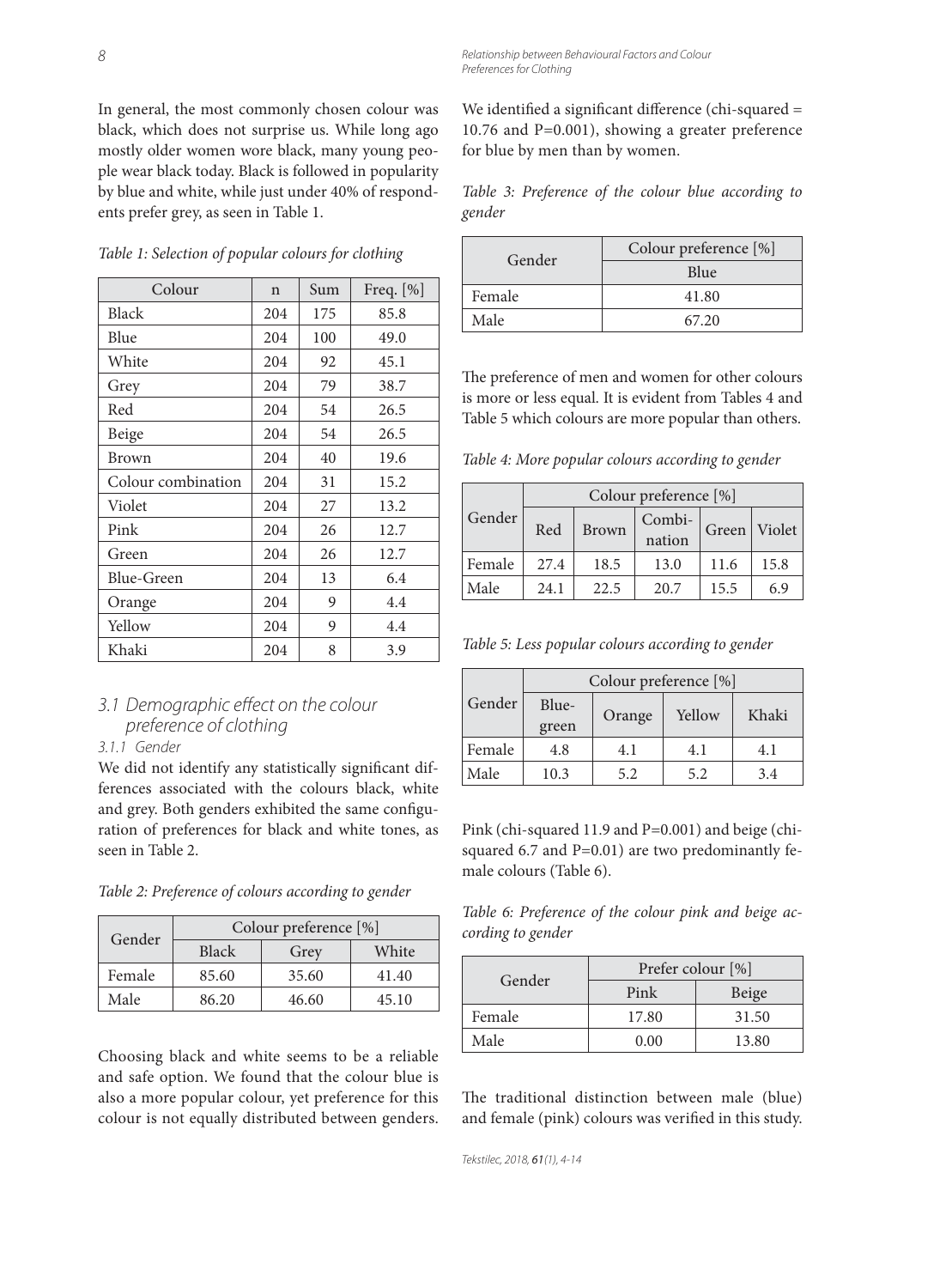In general, the most commonly chosen colour was black, which does not surprise us. While long ago mostly older women wore black, many young people wear black today. Black is followed in popularity by blue and white, while just under 40% of respondents prefer grey, as seen in Table 1.

*Table 1: Selection of popular colours for clothing*

| Colour | n | Sum | Freq. [%] |
|---|---|---|---|
| Black | 204 | 175 | 85.8 |
| Blue | 204 | 100 | 49.0 |
| White | 204 | 92 | 45.1 |
| Grey | 204 | 79 | 38.7 |
| Red | 204 | 54 | 26.5 |
| Beige | 204 | 54 | 26.5 |
| Brown | 204 | 40 | 19.6 |
| Colour combination | 204 | 31 | 15.2 |
| Violet | 204 | 27 | 13.2 |
| Pink | 204 | 26 | 12.7 |
| Green | 204 | 26 | 12.7 |
| Blue-Green | 204 | 13 | 6.4 |
| Orange | 204 | 9 | 4.4 |
| Yellow | 204 | 9 | 4.4 |
| Khaki | 204 | 8 | 3.9 |

## 3.1 Demographic effect on the colour preference of clothing

### 3.1.1 Gender

We did not identify any statistically significant differences associated with the colours black, white and grey. Both genders exhibited the same configuration of preferences for black and white tones, as seen in Table 2.

*Table 2: Preference of colours according to gender*

| Gender | Colour preference [%] | | |
|---|---|---|---|
| | Black | Grey | White |
| Female | 85.60 | 35.60 | 41.40 |
| Male | 86.20 | 46.60 | 45.10 |

Choosing black and white seems to be a reliable and safe option. We found that the colour blue is also a more popular colour, yet preference for this colour is not equally distributed between genders. We identified a significant difference (chi-squared = 10.76 and P=0.001), showing a greater preference for blue by men than by women.

*Table 3: Preference of the colour blue according to gender*

| Gender | Colour preference [%] |
|---|---|
| | Blue |
| Female | 41.80 |
| Male | 67.20 |

The preference of men and women for other colours is more or less equal. It is evident from Tables 4 and Table 5 which colours are more popular than others.

*Table 4: More popular colours according to gender*

| Gender | Colour preference [%] | | | | |
|---|---|---|---|---|---|
| | Red | Brown | Combination | Green | Violet |
| Female | 27.4 | 18.5 | 13.0 | 11.6 | 15.8 |
| Male | 24.1 | 22.5 | 20.7 | 15.5 | 6.9 |

*Table 5: Less popular colours according to gender*

| Gender | Colour preference [%] | | | |
|---|---|---|---|---|
| | Blue-green | Orange | Yellow | Khaki |
| Female | 4.8 | 4.1 | 4.1 | 4.1 |
| Male | 10.3 | 5.2 | 5.2 | 3.4 |

Pink (chi-squared 11.9 and P=0.001) and beige (chi-squared 6.7 and P=0.01) are two predominantly female colours (Table 6).

*Table 6: Preference of the colour pink and beige according to gender*

| Gender | Prefer colour [%] | |
|---|---|---|
| | Pink | Beige |
| Female | 17.80 | 31.50 |
| Male | 0.00 | 13.80 |

The traditional distinction between male (blue) and female (pink) colours was verified in this study.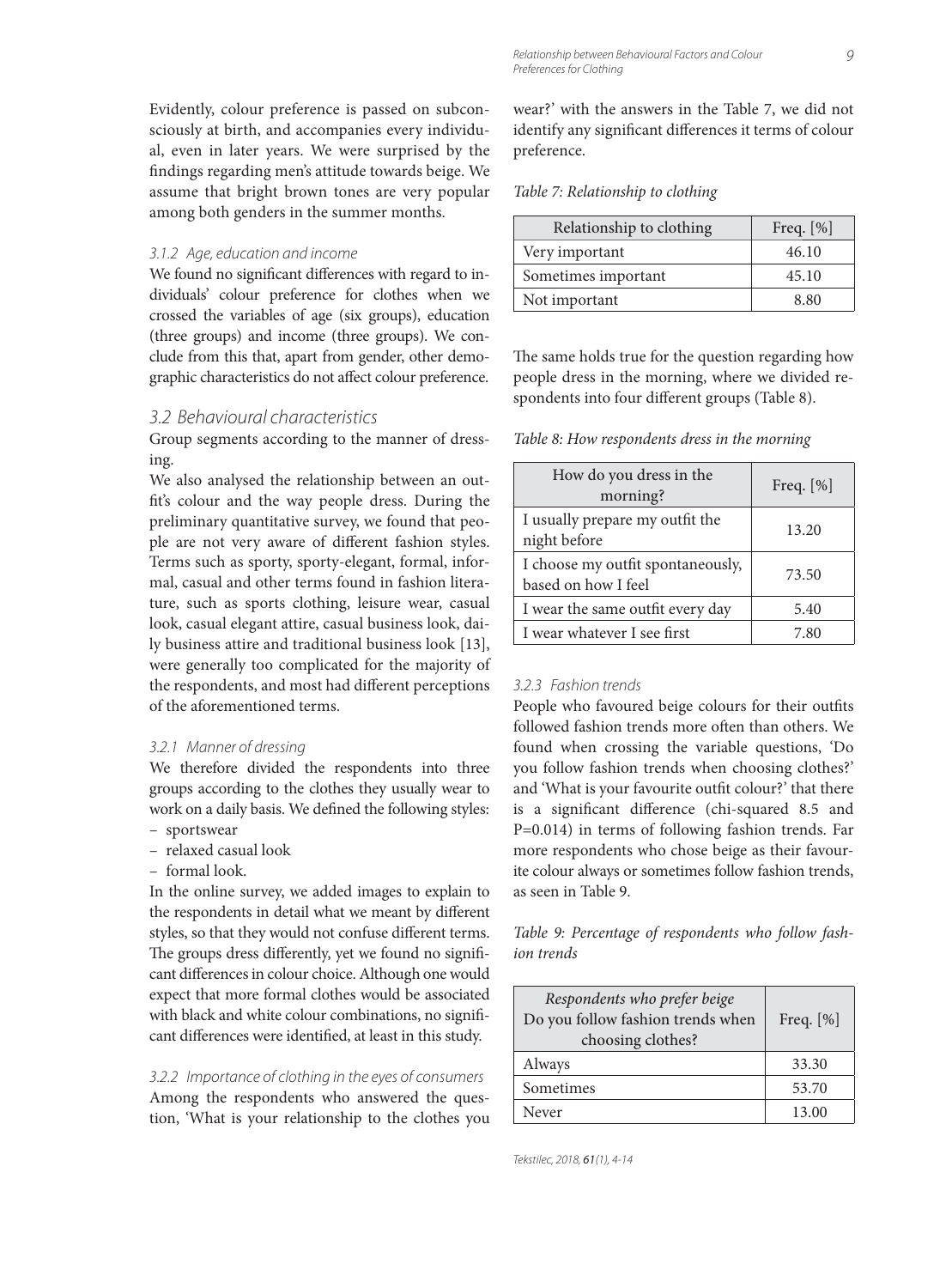Evidently, colour preference is passed on subconsciously at birth, and accompanies every individual, even in later years. We were surprised by the findings regarding men's attitude towards beige. We assume that bright brown tones are very popular among both genders in the summer months.

#### 3.1.2 Age, education and income

We found no significant differences with regard to individuals' colour preference for clothes when we crossed the variables of age (six groups), education (three groups) and income (three groups). We conclude from this that, apart from gender, other demographic characteristics do not affect colour preference.

### 3.2 Behavioural characteristics

Group segments according to the manner of dressing.

We also analysed the relationship between an outfit's colour and the way people dress. During the preliminary quantitative survey, we found that people are not very aware of different fashion styles. Terms such as sporty, sporty-elegant, formal, informal, casual and other terms found in fashion literature, such as sports clothing, leisure wear, casual look, casual elegant attire, casual business look, daily business attire and traditional business look [13], were generally too complicated for the majority of the respondents, and most had different perceptions of the aforementioned terms.

#### 3.2.1 Manner of dressing

We therefore divided the respondents into three groups according to the clothes they usually wear to work on a daily basis. We defined the following styles:

- sportswear
- relaxed casual look
- formal look.

In the online survey, we added images to explain to the respondents in detail what we meant by different styles, so that they would not confuse different terms. The groups dress differently, yet we found no significant differences in colour choice. Although one would expect that more formal clothes would be associated with black and white colour combinations, no significant differences were identified, at least in this study.

#### 3.2.2 Importance of clothing in the eyes of consumers

Among the respondents who answered the question, 'What is your relationship to the clothes you wear?' with the answers in the Table 7, we did not identify any significant differences it terms of colour preference.

*Table 7: Relationship to clothing*

| Relationship to clothing | Freq. [%] |
|---|---|
| Very important | 46.10 |
| Sometimes important | 45.10 |
| Not important | 8.80 |

The same holds true for the question regarding how people dress in the morning, where we divided respondents into four different groups (Table 8).

*Table 8: How respondents dress in the morning*

| How do you dress in the morning? | Freq. [%] |
|---|---|
| I usually prepare my outfit the night before | 13.20 |
| I choose my outfit spontaneously, based on how I feel | 73.50 |
| I wear the same outfit every day | 5.40 |
| I wear whatever I see first | 7.80 |

#### 3.2.3 Fashion trends

People who favoured beige colours for their outfits followed fashion trends more often than others. We found when crossing the variable questions, 'Do you follow fashion trends when choosing clothes?' and 'What is your favourite outfit colour?' that there is a significant difference (chi-squared 8.5 and P=0.014) in terms of following fashion trends. Far more respondents who chose beige as their favourite colour always or sometimes follow fashion trends, as seen in Table 9.

*Table 9: Percentage of respondents who follow fashion trends*

| *Respondents who prefer beige* Do you follow fashion trends when choosing clothes? | Freq. [%] |
|---|---|
| Always | 33.30 |
| Sometimes | 53.70 |
| Never | 13.00 |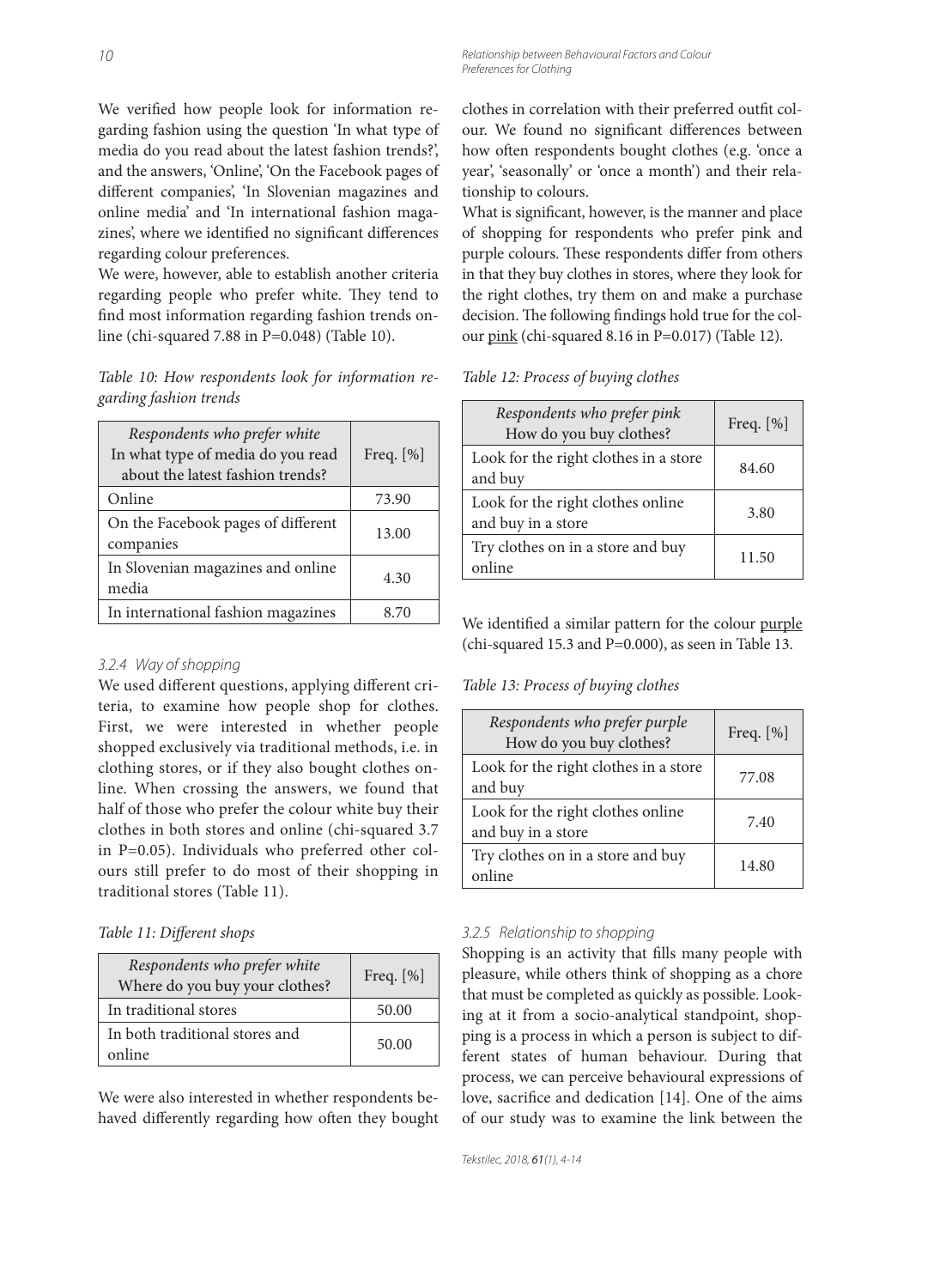We verified how people look for information regarding fashion using the question 'In what type of media do you read about the latest fashion trends?', and the answers, 'Online', 'On the Facebook pages of different companies', 'In Slovenian magazines and online media' and 'In international fashion magazines', where we identified no significant differences regarding colour preferences.

We were, however, able to establish another criteria regarding people who prefer white. They tend to find most information regarding fashion trends online (chi-squared 7.88 in P=0.048) (Table 10).

*Table 10: How respondents look for information regarding fashion trends*

| *Respondents who prefer white* In what type of media do you read about the latest fashion trends? | Freq. [%] |
|---|---|
| Online | 73.90 |
| On the Facebook pages of different companies | 13.00 |
| In Slovenian magazines and online media | 4.30 |
| In international fashion magazines | 8.70 |

### 3.2.4 Way of shopping

We used different questions, applying different criteria, to examine how people shop for clothes. First, we were interested in whether people shopped exclusively via traditional methods, i.e. in clothing stores, or if they also bought clothes online. When crossing the answers, we found that half of those who prefer the colour white buy their clothes in both stores and online (chi-squared 3.7 in P=0.05). Individuals who preferred other colours still prefer to do most of their shopping in traditional stores (Table 11).

*Table 11: Different shops*

| *Respondents who prefer white* Where do you buy your clothes? | Freq. [%] |
|---|---|
| In traditional stores | 50.00 |
| In both traditional stores and online | 50.00 |

We were also interested in whether respondents behaved differently regarding how often they bought clothes in correlation with their preferred outfit colour. We found no significant differences between how often respondents bought clothes (e.g. 'once a year', 'seasonally' or 'once a month') and their relationship to colours.

What is significant, however, is the manner and place of shopping for respondents who prefer pink and purple colours. These respondents differ from others in that they buy clothes in stores, where they look for the right clothes, try them on and make a purchase decision. The following findings hold true for the colour pink (chi-squared 8.16 in P=0.017) (Table 12).

*Table 12: Process of buying clothes*

| *Respondents who prefer pink* How do you buy clothes? | Freq. [%] |
|---|---|
| Look for the right clothes in a store and buy | 84.60 |
| Look for the right clothes online and buy in a store | 3.80 |
| Try clothes on in a store and buy online | 11.50 |

We identified a similar pattern for the colour purple (chi-squared 15.3 and P=0.000), as seen in Table 13.

*Table 13: Process of buying clothes*

| *Respondents who prefer purple* How do you buy clothes? | Freq. [%] |
|---|---|
| Look for the right clothes in a store and buy | 77.08 |
| Look for the right clothes online and buy in a store | 7.40 |
| Try clothes on in a store and buy online | 14.80 |

### 3.2.5 Relationship to shopping

Shopping is an activity that fills many people with pleasure, while others think of shopping as a chore that must be completed as quickly as possible. Looking at it from a socio-analytical standpoint, shopping is a process in which a person is subject to different states of human behaviour. During that process, we can perceive behavioural expressions of love, sacrifice and dedication [14]. One of the aims of our study was to examine the link between the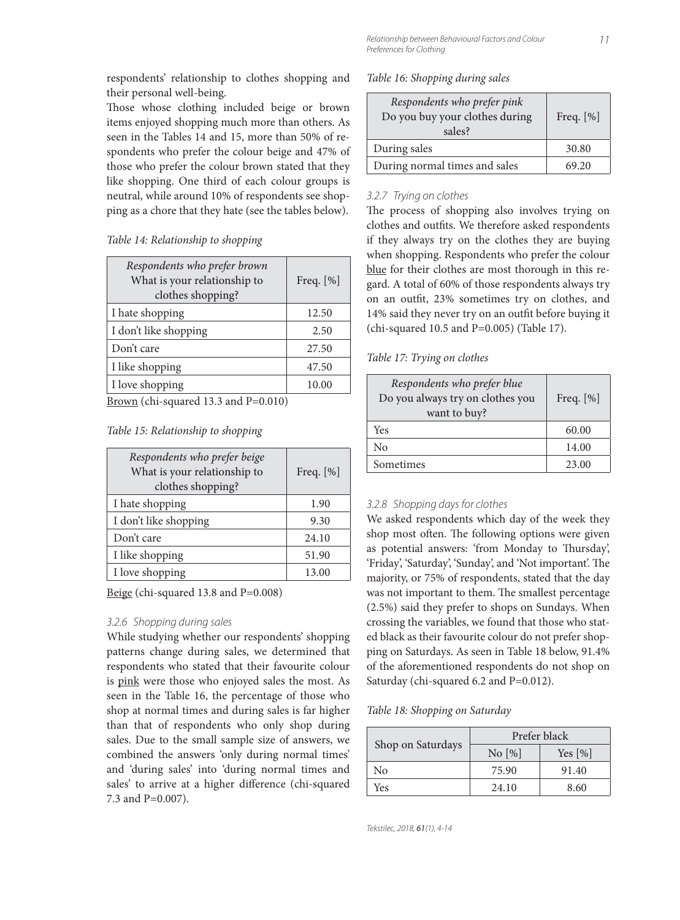respondents' relationship to clothes shopping and their personal well-being.

Those whose clothing included beige or brown items enjoyed shopping much more than others. As seen in the Tables 14 and 15, more than 50% of respondents who prefer the colour beige and 47% of those who prefer the colour brown stated that they like shopping. One third of each colour groups is neutral, while around 10% of respondents see shopping as a chore that they hate (see the tables below).

*Table 14: Relationship to shopping*

| *Respondents who prefer brown* What is your relationship to clothes shopping? | Freq. [%] |
|---|---|
| I hate shopping | 12.50 |
| I don't like shopping | 2.50 |
| Don't care | 27.50 |
| I like shopping | 47.50 |
| I love shopping | 10.00 |

Brown (chi-squared 13.3 and P=0.010)

*Table 15: Relationship to shopping*

| *Respondents who prefer beige* What is your relationship to clothes shopping? | Freq. [%] |
|---|---|
| I hate shopping | 1.90 |
| I don't like shopping | 9.30 |
| Don't care | 24.10 |
| I like shopping | 51.90 |
| I love shopping | 13.00 |

Beige (chi-squared 13.8 and P=0.008)

### 3.2.6 Shopping during sales

While studying whether our respondents' shopping patterns change during sales, we determined that respondents who stated that their favourite colour is pink were those who enjoyed sales the most. As seen in the Table 16, the percentage of those who shop at normal times and during sales is far higher than that of respondents who only shop during sales. Due to the small sample size of answers, we combined the answers 'only during normal times' and 'during sales' into 'during normal times and sales' to arrive at a higher difference (chi-squared 7.3 and P=0.007).

*Table 16: Shopping during sales*

| *Respondents who prefer pink* Do you buy your clothes during sales? | Freq. [%] |
|---|---|
| During sales | 30.80 |
| During normal times and sales | 69.20 |

### 3.2.7 Trying on clothes

The process of shopping also involves trying on clothes and outfits. We therefore asked respondents if they always try on the clothes they are buying when shopping. Respondents who prefer the colour blue for their clothes are most thorough in this regard. A total of 60% of those respondents always try on an outfit, 23% sometimes try on clothes, and 14% said they never try on an outfit before buying it (chi-squared 10.5 and P=0.005) (Table 17).

*Table 17: Trying on clothes*

| *Respondents who prefer blue* Do you always try on clothes you want to buy? | Freq. [%] |
|---|---|
| Yes | 60.00 |
| No | 14.00 |
| Sometimes | 23.00 |

### 3.2.8 Shopping days for clothes

We asked respondents which day of the week they shop most often. The following options were given as potential answers: 'from Monday to Thursday', 'Friday', 'Saturday', 'Sunday', and 'Not important'. The majority, or 75% of respondents, stated that the day was not important to them. The smallest percentage (2.5%) said they prefer to shops on Sundays. When crossing the variables, we found that those who stated black as their favourite colour do not prefer shopping on Saturdays. As seen in Table 18 below, 91.4% of the aforementioned respondents do not shop on Saturday (chi-squared 6.2 and P=0.012).

*Table 18: Shopping on Saturday*

| Shop on Saturdays | Prefer black | |
|---|---|---|
| | No [%] | Yes [%] |
| No | 75.90 | 91.40 |
| Yes | 24.10 | 8.60 |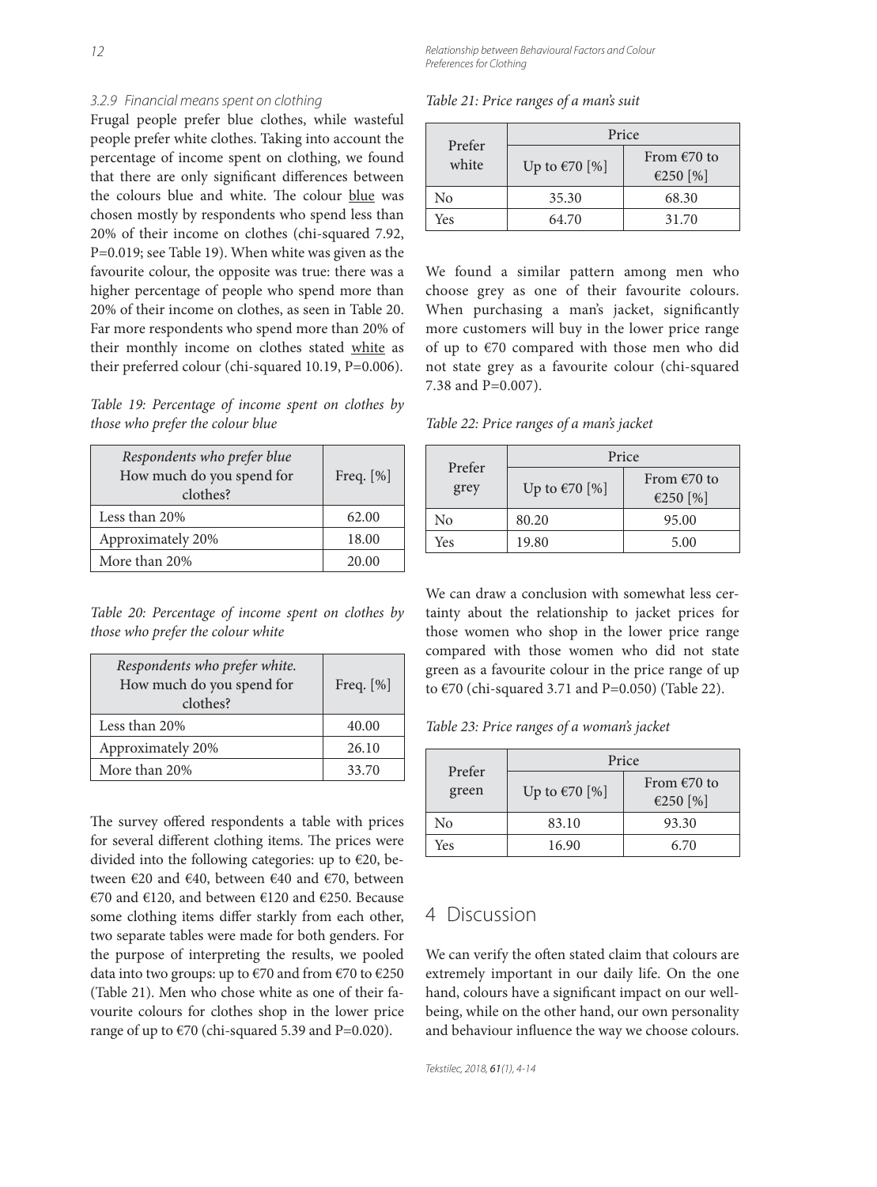#### 3.2.9 Financial means spent on clothing

Frugal people prefer blue clothes, while wasteful people prefer white clothes. Taking into account the percentage of income spent on clothing, we found that there are only significant differences between the colours blue and white. The colour blue was chosen mostly by respondents who spend less than 20% of their income on clothes (chi-squared 7.92, P=0.019; see Table 19). When white was given as the favourite colour, the opposite was true: there was a higher percentage of people who spend more than 20% of their income on clothes, as seen in Table 20. Far more respondents who spend more than 20% of their monthly income on clothes stated white as their preferred colour (chi-squared 10.19, P=0.006).

*Table 19: Percentage of income spent on clothes by those who prefer the colour blue*

| *Respondents who prefer blue* How much do you spend for clothes? | Freq. [%] |
|---|---|
| Less than 20% | 62.00 |
| Approximately 20% | 18.00 |
| More than 20% | 20.00 |

*Table 20: Percentage of income spent on clothes by those who prefer the colour white*

| *Respondents who prefer white.* How much do you spend for clothes? | Freq. [%] |
|---|---|
| Less than 20% | 40.00 |
| Approximately 20% | 26.10 |
| More than 20% | 33.70 |

The survey offered respondents a table with prices for several different clothing items. The prices were divided into the following categories: up to €20, between €20 and €40, between €40 and €70, between €70 and €120, and between €120 and €250. Because some clothing items differ starkly from each other, two separate tables were made for both genders. For the purpose of interpreting the results, we pooled data into two groups: up to €70 and from €70 to €250 (Table 21). Men who chose white as one of their favourite colours for clothes shop in the lower price range of up to €70 (chi-squared 5.39 and P=0.020).

*Table 21: Price ranges of a man's suit*

| Prefer white | Price | |
|---|---|---|
| | Up to €70 [%] | From €70 to €250 [%] |
| No | 35.30 | 68.30 |
| Yes | 64.70 | 31.70 |

We found a similar pattern among men who choose grey as one of their favourite colours. When purchasing a man's jacket, significantly more customers will buy in the lower price range of up to €70 compared with those men who did not state grey as a favourite colour (chi-squared 7.38 and P=0.007).

*Table 22: Price ranges of a man's jacket*

| Prefer grey | Price | |
|---|---|---|
| | Up to €70 [%] | From €70 to €250 [%] |
| No | 80.20 | 95.00 |
| Yes | 19.80 | 5.00 |

We can draw a conclusion with somewhat less certainty about the relationship to jacket prices for those women who shop in the lower price range compared with those women who did not state green as a favourite colour in the price range of up to €70 (chi-squared 3.71 and P=0.050) (Table 22).

*Table 23: Price ranges of a woman's jacket*

| Prefer green | Price | |
|---|---|---|
| | Up to €70 [%] | From €70 to €250 [%] |
| No | 83.10 | 93.30 |
| Yes | 16.90 | 6.70 |

## 4 Discussion

We can verify the often stated claim that colours are extremely important in our daily life. On the one hand, colours have a significant impact on our well-being, while on the other hand, our own personality and behaviour influence the way we choose colours.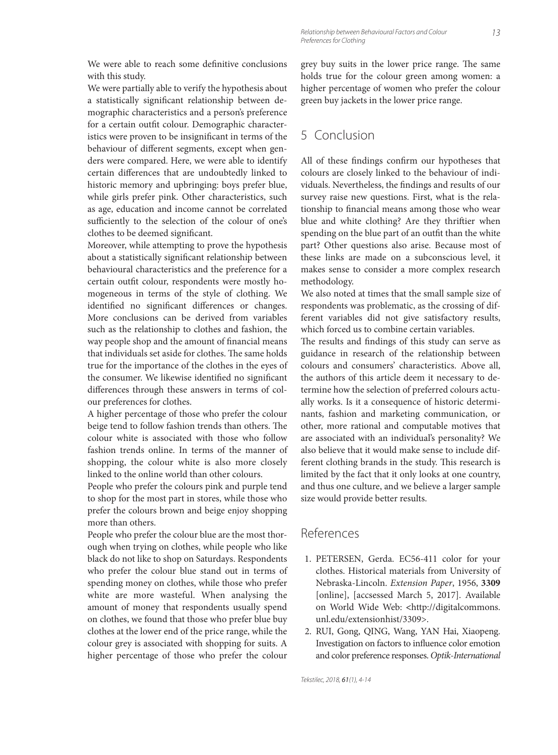We were able to reach some definitive conclusions with this study.

We were partially able to verify the hypothesis about a statistically significant relationship between demographic characteristics and a person's preference for a certain outfit colour. Demographic characteristics were proven to be insignificant in terms of the behaviour of different segments, except when genders were compared. Here, we were able to identify certain differences that are undoubtedly linked to historic memory and upbringing: boys prefer blue, while girls prefer pink. Other characteristics, such as age, education and income cannot be correlated sufficiently to the selection of the colour of one's clothes to be deemed significant.

Moreover, while attempting to prove the hypothesis about a statistically significant relationship between behavioural characteristics and the preference for a certain outfit colour, respondents were mostly homogeneous in terms of the style of clothing. We identified no significant differences or changes. More conclusions can be derived from variables such as the relationship to clothes and fashion, the way people shop and the amount of financial means that individuals set aside for clothes. The same holds true for the importance of the clothes in the eyes of the consumer. We likewise identified no significant differences through these answers in terms of colour preferences for clothes.

A higher percentage of those who prefer the colour beige tend to follow fashion trends than others. The colour white is associated with those who follow fashion trends online. In terms of the manner of shopping, the colour white is also more closely linked to the online world than other colours.

People who prefer the colours pink and purple tend to shop for the most part in stores, while those who prefer the colours brown and beige enjoy shopping more than others.

People who prefer the colour blue are the most thorough when trying on clothes, while people who like black do not like to shop on Saturdays. Respondents who prefer the colour blue stand out in terms of spending money on clothes, while those who prefer white are more wasteful. When analysing the amount of money that respondents usually spend on clothes, we found that those who prefer blue buy clothes at the lower end of the price range, while the colour grey is associated with shopping for suits. A higher percentage of those who prefer the colour grey buy suits in the lower price range. The same holds true for the colour green among women: a higher percentage of women who prefer the colour green buy jackets in the lower price range.

## 5 Conclusion

All of these findings confirm our hypotheses that colours are closely linked to the behaviour of individuals. Nevertheless, the findings and results of our survey raise new questions. First, what is the relationship to financial means among those who wear blue and white clothing? Are they thriftier when spending on the blue part of an outfit than the white part? Other questions also arise. Because most of these links are made on a subconscious level, it makes sense to consider a more complex research methodology.

We also noted at times that the small sample size of respondents was problematic, as the crossing of different variables did not give satisfactory results, which forced us to combine certain variables.

The results and findings of this study can serve as guidance in research of the relationship between colours and consumers' characteristics. Above all, the authors of this article deem it necessary to determine how the selection of preferred colours actually works. Is it a consequence of historic determinants, fashion and marketing communication, or other, more rational and computable motives that are associated with an individual's personality? We also believe that it would make sense to include different clothing brands in the study. This research is limited by the fact that it only looks at one country, and thus one culture, and we believe a larger sample size would provide better results.

## References

1. PETERSEN, Gerda. EC56-411 color for your clothes. Historical materials from University of Nebraska-Lincoln. *Extension Paper*, 1956, **3309** [online], [accsessed March 5, 2017]. Available on World Wide Web: <http://digitalcommons.unl.edu/extensionhist/3309>.
2. RUI, Gong, QING, Wang, YAN Hai, Xiaopeng. Investigation on factors to influence color emotion and color preference responses. *Optik-International*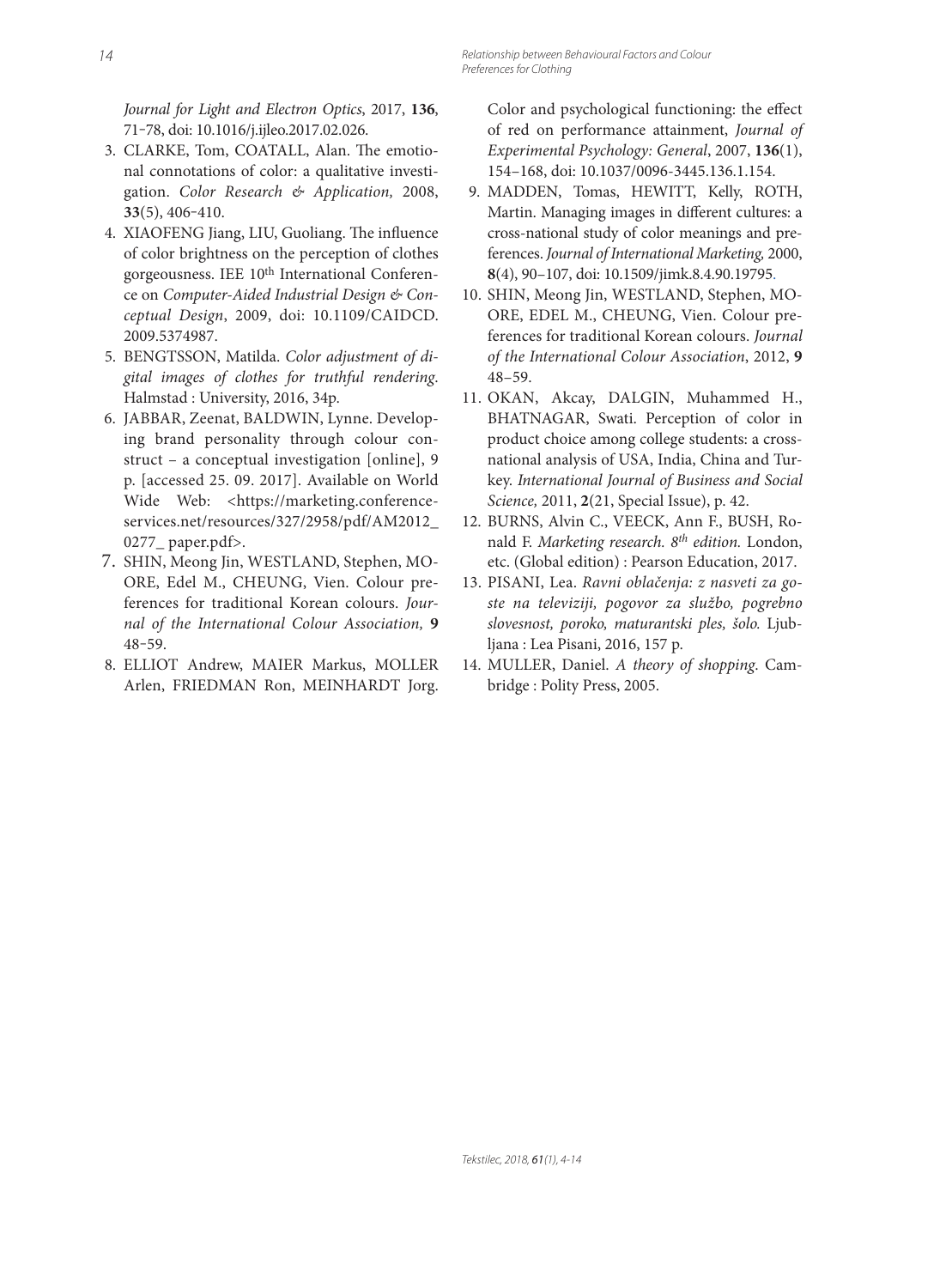*Journal for Light and Electron Optics*, 2017, **136**, 71‑78, doi: 10.1016/j.ijleo.2017.02.026.

3. CLARKE, Tom, COATALL, Alan. The emotional connotations of color: a qualitative investigation. *Color Research & Application,* 2008, **33**(5), 406‑410.
4. XIAOFENG Jiang, LIU, Guoliang. The influence of color brightness on the perception of clothes gorgeousness. IEE 10th International Conference on *Computer-Aided Industrial Design & Conceptual Design*, 2009, doi: 10.1109/CAIDCD.2009.5374987.
5. BENGTSSON, Matilda. *Color adjustment of digital images of clothes for truthful rendering*. Halmstad : University, 2016, 34p.
6. JABBAR, Zeenat, BALDWIN, Lynne. Developing brand personality through colour construct – a conceptual investigation [online], 9 p. [accessed 25. 09. 2017]. Available on World Wide Web: <https://marketing.conference-services.net/resources/327/2958/pdf/AM2012_0277_ paper.pdf>.
7. SHIN, Meong Jin, WESTLAND, Stephen, MOORE, Edel M., CHEUNG, Vien. Colour preferences for traditional Korean colours. *Journal of the International Colour Association,* **9** 48‑59.
8. ELLIOT Andrew, MAIER Markus, MOLLER Arlen, FRIEDMAN Ron, MEINHARDT Jorg. Color and psychological functioning: the effect of red on performance attainment, *Journal of Experimental Psychology: General*, 2007, **136**(1), 154–168, doi: 10.1037/0096-3445.136.1.154.
9. MADDEN, Tomas, HEWITT, Kelly, ROTH, Martin. Managing images in different cultures: a cross-national study of color meanings and preferences. *Journal of International Marketing,* 2000, **8**(4), 90–107, doi: 10.1509/jimk.8.4.90.19795.
10. SHIN, Meong Jin, WESTLAND, Stephen, MOORE, EDEL M., CHEUNG, Vien. Colour preferences for traditional Korean colours. *Journal of the International Colour Association*, 2012, **9** 48–59.
11. OKAN, Akcay, DALGIN, Muhammed H., BHATNAGAR, Swati. Perception of color in product choice among college students: a cross-national analysis of USA, India, China and Turkey. *International Journal of Business and Social Science,* 2011, **2**(21, Special Issue), p. 42.
12. BURNS, Alvin C., VEECK, Ann F., BUSH, Ronald F. *Marketing research. 8th edition.* London, etc. (Global edition) : Pearson Education, 2017.
13. PISANI, Lea. *Ravni oblačenja: z nasveti za goste na televiziji, pogovor za službo, pogrebno slovesnost, poroko, maturantski ples, šolo.* Ljubljana : Lea Pisani, 2016, 157 p.
14. MULLER, Daniel. *A theory of shopping*. Cambridge : Polity Press, 2005.